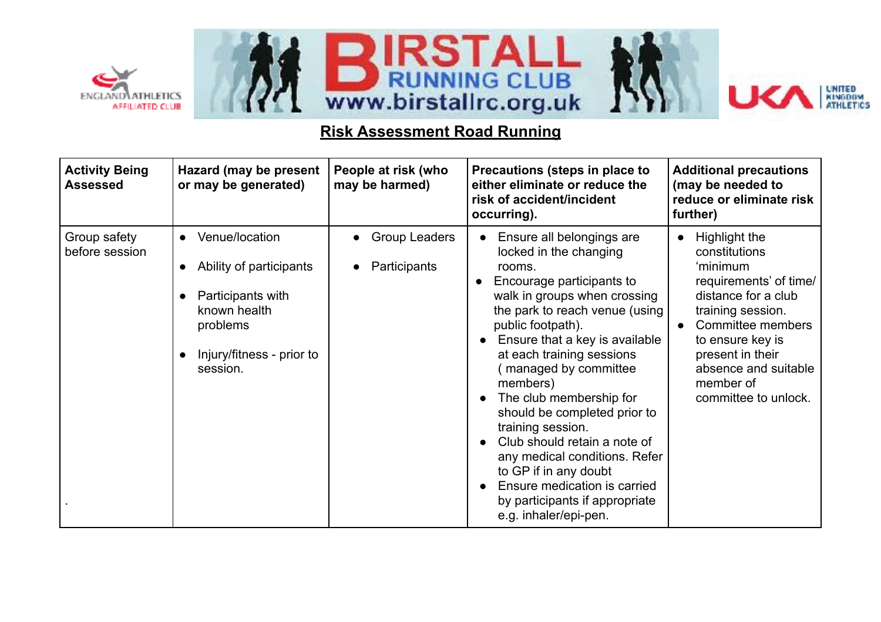BIRSTALL RUNNING CLUB
www.birstallrc.org.uk

# Risk Assessment Road Running

| Activity Being Assessed | Hazard (may be present or may be generated) | People at risk (who may be harmed) | Precautions (steps in place to either eliminate or reduce the risk of accident/incident occurring). | Additional precautions (may be needed to reduce or eliminate risk further) |
|---|---|---|---|---|
| Group safety before session<br><br>. | • Venue/location<br>• Ability of participants<br>• Participants with known health problems<br>• Injury/fitness - prior to session. | • Group Leaders<br>• Participants | • Ensure all belongings are locked in the changing rooms.<br>• Encourage participants to walk in groups when crossing the park to reach venue (using public footpath).<br>• Ensure that a key is available at each training sessions ( managed by committee members)<br>• The club membership for should be completed prior to training session.<br>• Club should retain a note of any medical conditions. Refer to GP if in any doubt<br>• Ensure medication is carried by participants if appropriate e.g. inhaler/epi-pen. | • Highlight the constitutions 'minimum requirements' of time/ distance for a club training session.<br>• Committee members to ensure key is present in their absence and suitable member of committee to unlock. |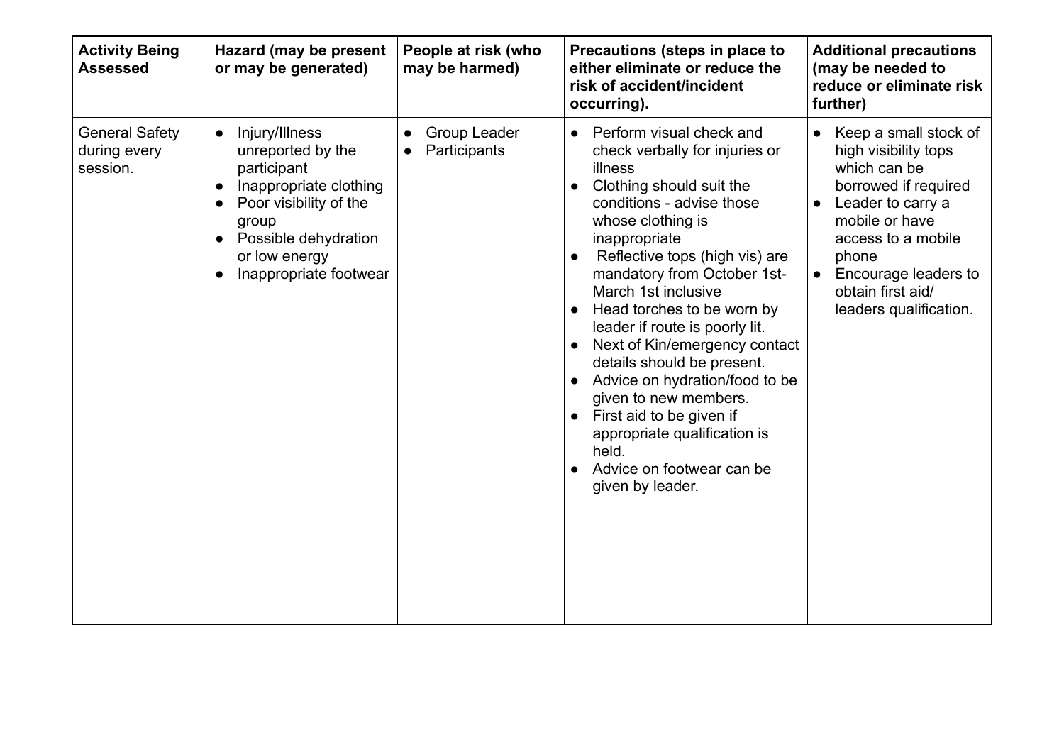| Activity Being Assessed | Hazard (may be present or may be generated) | People at risk (who may be harmed) | Precautions (steps in place to either eliminate or reduce the risk of accident/incident occurring). | Additional precautions (may be needed to reduce or eliminate risk further) |
|---|---|---|---|---|
| General Safety during every session. | • Injury/Illness unreported by the participant<br>• Inappropriate clothing<br>• Poor visibility of the group<br>• Possible dehydration or low energy<br>• Inappropriate footwear | • Group Leader<br>• Participants | • Perform visual check and check verbally for injuries or illness<br>• Clothing should suit the conditions - advise those whose clothing is inappropriate<br>• Reflective tops (high vis) are mandatory from October 1st- March 1st inclusive<br>• Head torches to be worn by leader if route is poorly lit.<br>• Next of Kin/emergency contact details should be present.<br>• Advice on hydration/food to be given to new members.<br>• First aid to be given if appropriate qualification is held.<br>• Advice on footwear can be given by leader. | • Keep a small stock of high visibility tops which can be borrowed if required<br>• Leader to carry a mobile or have access to a mobile phone<br>• Encourage leaders to obtain first aid/ leaders qualification. |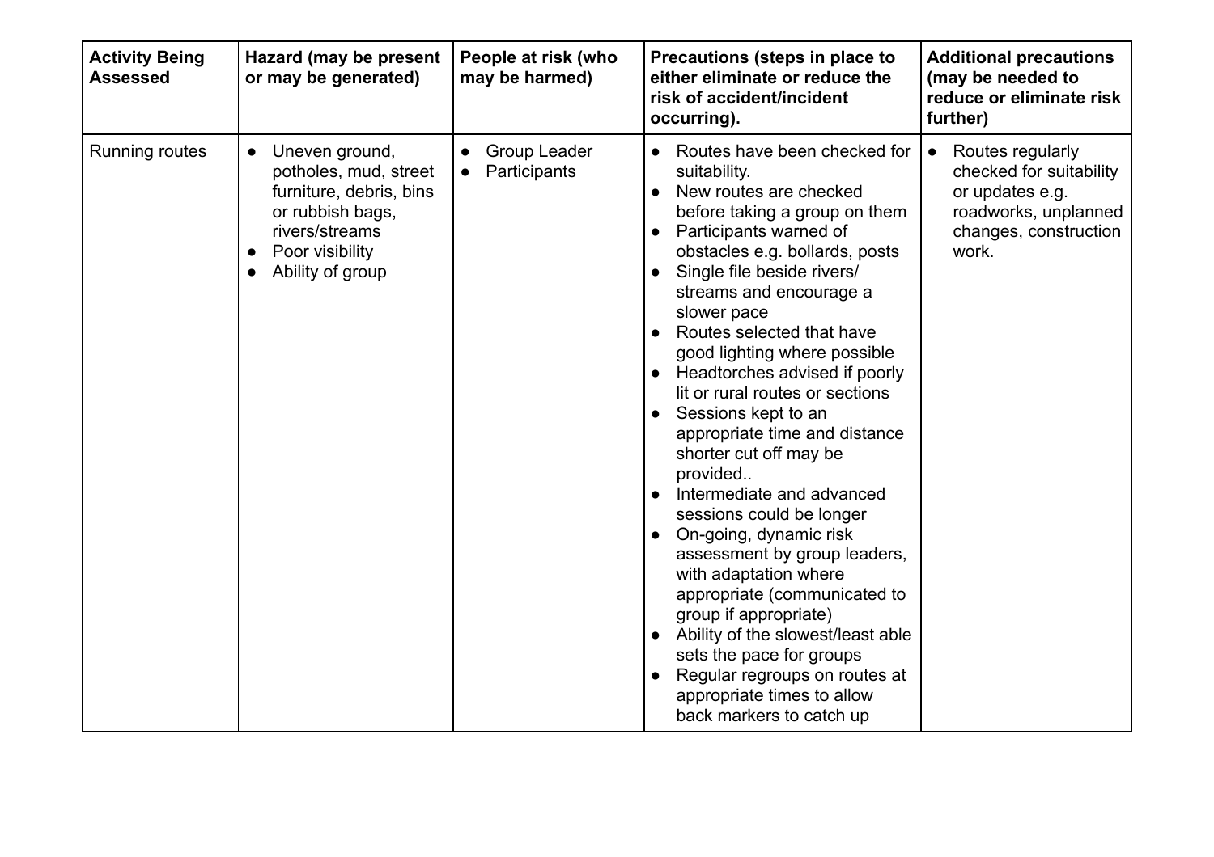| Activity Being Assessed | Hazard (may be present or may be generated) | People at risk (who may be harmed) | Precautions (steps in place to either eliminate or reduce the risk of accident/incident occurring). | Additional precautions (may be needed to reduce or eliminate risk further) |
|---|---|---|---|---|
| Running routes | • Uneven ground, potholes, mud, street furniture, debris, bins or rubbish bags, rivers/streams<br>• Poor visibility<br>• Ability of group | • Group Leader<br>• Participants | • Routes have been checked for suitability.<br>• New routes are checked before taking a group on them<br>• Participants warned of obstacles e.g. bollards, posts<br>• Single file beside rivers/ streams and encourage a slower pace<br>• Routes selected that have good lighting where possible<br>• Headtorches advised if poorly lit or rural routes or sections<br>• Sessions kept to an appropriate time and distance shorter cut off may be provided..<br>• Intermediate and advanced sessions could be longer<br>• On-going, dynamic risk assessment by group leaders, with adaptation where appropriate (communicated to group if appropriate)<br>• Ability of the slowest/least able sets the pace for groups<br>• Regular regroups on routes at appropriate times to allow back markers to catch up | • Routes regularly checked for suitability or updates e.g. roadworks, unplanned changes, construction work. |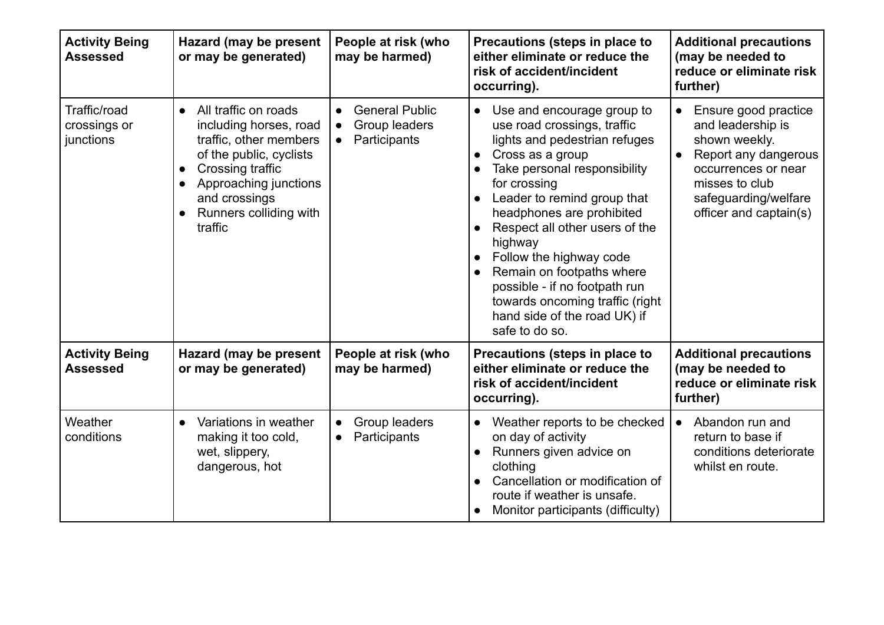| Activity Being Assessed | Hazard (may be present or may be generated) | People at risk (who may be harmed) | Precautions (steps in place to either eliminate or reduce the risk of accident/incident occurring). | Additional precautions (may be needed to reduce or eliminate risk further) |
|---|---|---|---|---|
| Traffic/road crossings or junctions | • All traffic on roads including horses, road traffic, other members of the public, cyclists<br>• Crossing traffic<br>• Approaching junctions and crossings<br>• Runners colliding with traffic | • General Public<br>• Group leaders<br>• Participants | • Use and encourage group to use road crossings, traffic lights and pedestrian refuges<br>• Cross as a group<br>• Take personal responsibility for crossing<br>• Leader to remind group that headphones are prohibited<br>• Respect all other users of the highway<br>• Follow the highway code<br>• Remain on footpaths where possible - if no footpath run towards oncoming traffic (right hand side of the road UK) if safe to do so. | • Ensure good practice and leadership is shown weekly.<br>• Report any dangerous occurrences or near misses to club safeguarding/welfare officer and captain(s) |

| Activity Being Assessed | Hazard (may be present or may be generated) | People at risk (who may be harmed) | Precautions (steps in place to either eliminate or reduce the risk of accident/incident occurring). | Additional precautions (may be needed to reduce or eliminate risk further) |
|---|---|---|---|---|
| Weather conditions | • Variations in weather making it too cold, wet, slippery, dangerous, hot | • Group leaders<br>• Participants | • Weather reports to be checked on day of activity<br>• Runners given advice on clothing<br>• Cancellation or modification of route if weather is unsafe.<br>• Monitor participants (difficulty) | • Abandon run and return to base if conditions deteriorate whilst en route. |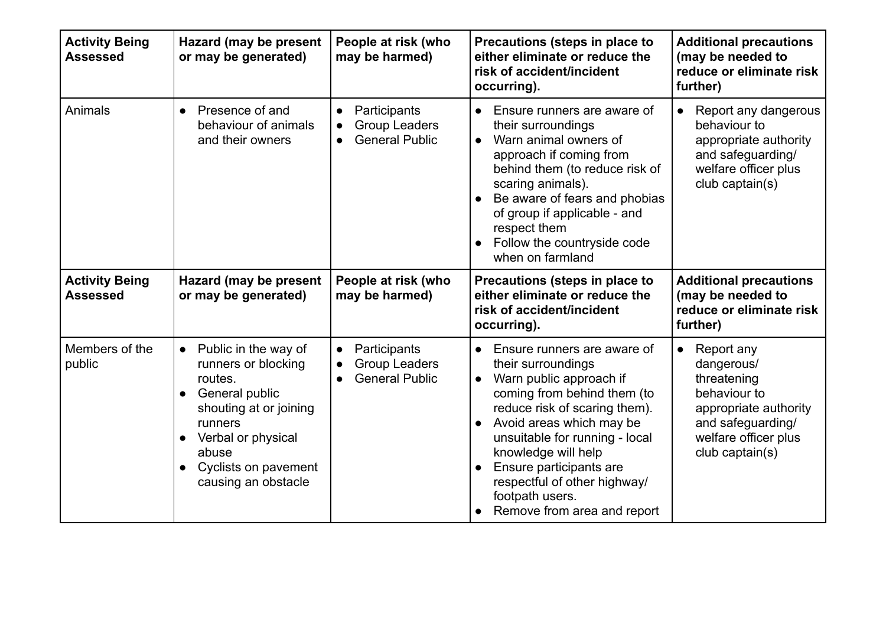| Activity Being Assessed | Hazard (may be present or may be generated) | People at risk (who may be harmed) | Precautions (steps in place to either eliminate or reduce the risk of accident/incident occurring). | Additional precautions (may be needed to reduce or eliminate risk further) |
| --- | --- | --- | --- | --- |
| Animals | • Presence of and behaviour of animals and their owners | • Participants<br>• Group Leaders<br>• General Public | • Ensure runners are aware of their surroundings<br>• Warn animal owners of approach if coming from behind them (to reduce risk of scaring animals).<br>• Be aware of fears and phobias of group if applicable - and respect them<br>• Follow the countryside code when on farmland | • Report any dangerous behaviour to appropriate authority and safeguarding/ welfare officer plus club captain(s) |
| **Activity Being Assessed** | **Hazard (may be present or may be generated)** | **People at risk (who may be harmed)** | **Precautions (steps in place to either eliminate or reduce the risk of accident/incident occurring).** | **Additional precautions (may be needed to reduce or eliminate risk further)** |
| Members of the public | • Public in the way of runners or blocking routes.<br>• General public shouting at or joining runners<br>• Verbal or physical abuse<br>• Cyclists on pavement causing an obstacle | • Participants<br>• Group Leaders<br>• General Public | • Ensure runners are aware of their surroundings<br>• Warn public approach if coming from behind them (to reduce risk of scaring them).<br>• Avoid areas which may be unsuitable for running - local knowledge will help<br>• Ensure participants are respectful of other highway/ footpath users.<br>• Remove from area and report | • Report any dangerous/ threatening behaviour to appropriate authority and safeguarding/ welfare officer plus club captain(s) |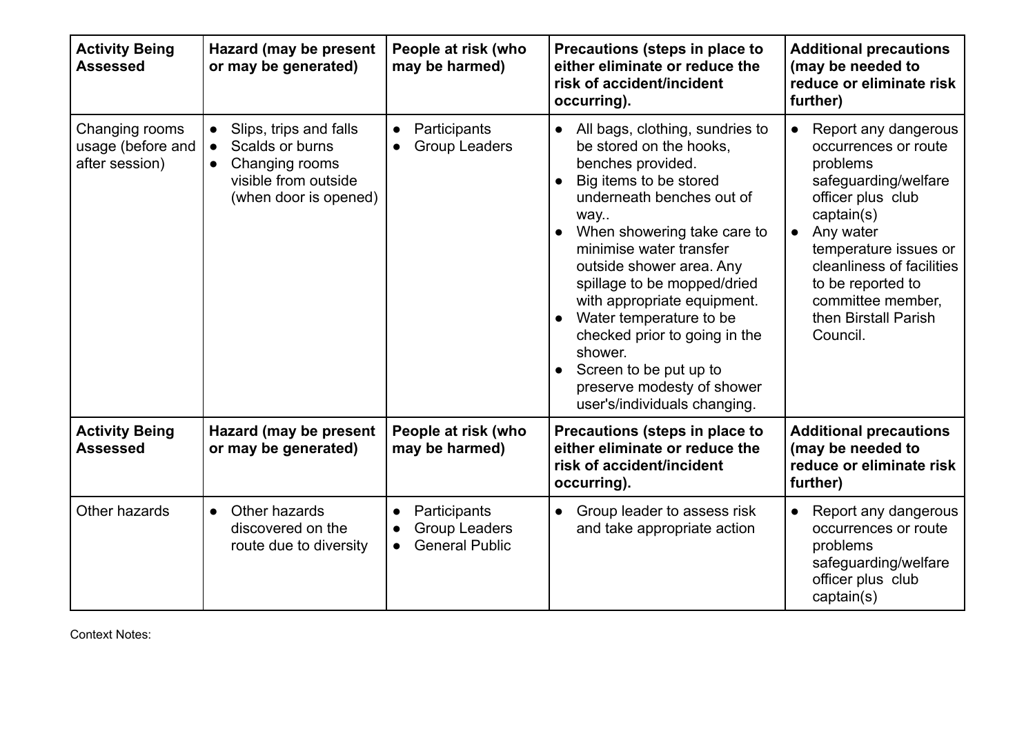| Activity Being Assessed | Hazard (may be present or may be generated) | People at risk (who may be harmed) | Precautions (steps in place to either eliminate or reduce the risk of accident/incident occurring). | Additional precautions (may be needed to reduce or eliminate risk further) |
|---|---|---|---|---|
| Changing rooms usage (before and after session) | • Slips, trips and falls<br>• Scalds or burns<br>• Changing rooms visible from outside (when door is opened) | • Participants<br>• Group Leaders | • All bags, clothing, sundries to be stored on the hooks, benches provided.<br>• Big items to be stored underneath benches out of way..<br>• When showering take care to minimise water transfer outside shower area. Any spillage to be mopped/dried with appropriate equipment.<br>• Water temperature to be checked prior to going in the shower.<br>• Screen to be put up to preserve modesty of shower user's/individuals changing. | • Report any dangerous occurrences or route problems safeguarding/welfare officer plus club captain(s)<br>• Any water temperature issues or cleanliness of facilities to be reported to committee member, then Birstall Parish Council. |

| Activity Being Assessed | Hazard (may be present or may be generated) | People at risk (who may be harmed) | Precautions (steps in place to either eliminate or reduce the risk of accident/incident occurring). | Additional precautions (may be needed to reduce or eliminate risk further) |
|---|---|---|---|---|
| Other hazards | • Other hazards discovered on the route due to diversity | • Participants<br>• Group Leaders<br>• General Public | • Group leader to assess risk and take appropriate action | • Report any dangerous occurrences or route problems safeguarding/welfare officer plus club captain(s) |

Context Notes: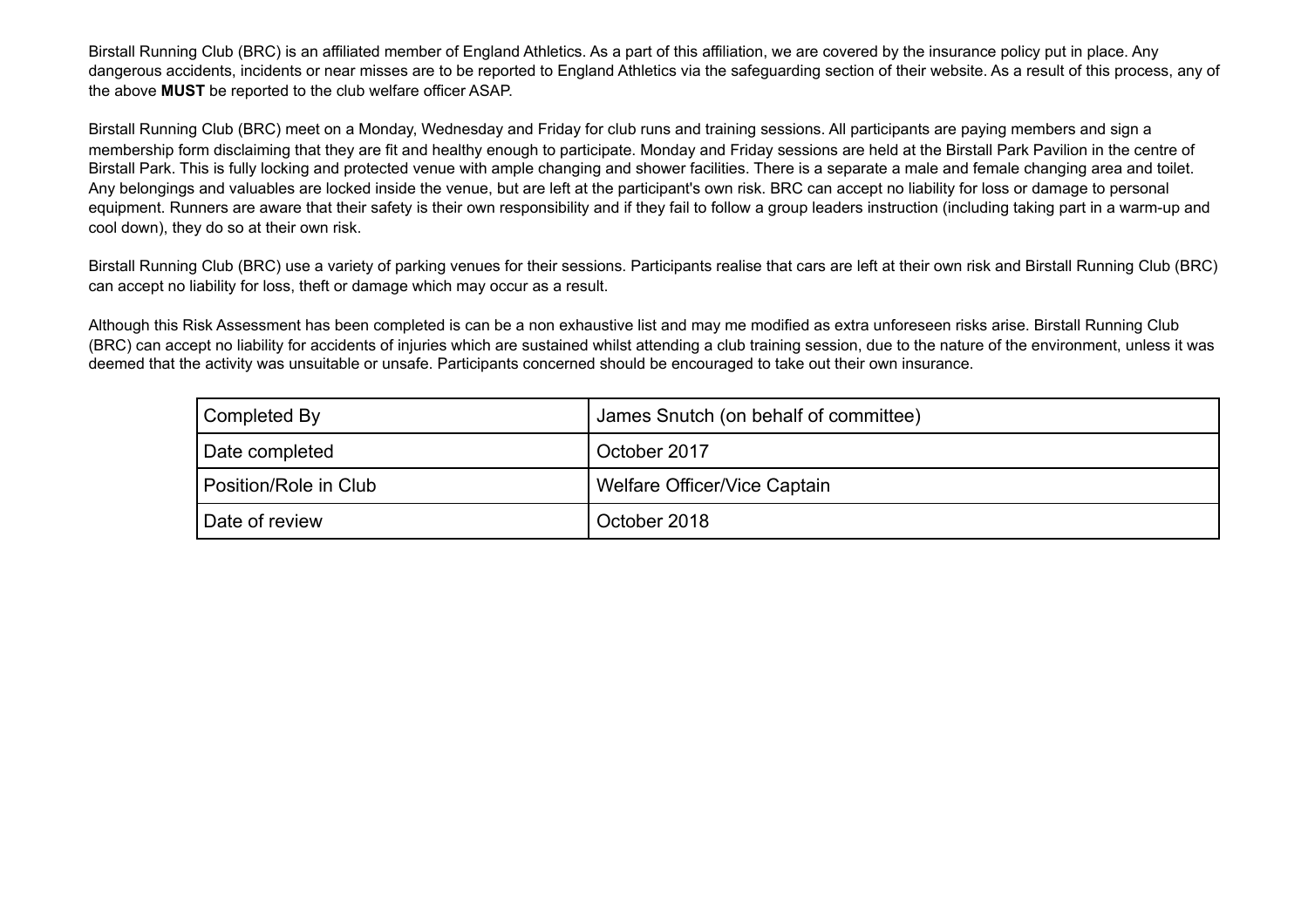Birstall Running Club (BRC) is an affiliated member of England Athletics. As a part of this affiliation, we are covered by the insurance policy put in place. Any dangerous accidents, incidents or near misses are to be reported to England Athletics via the safeguarding section of their website. As a result of this process, any of the above **MUST** be reported to the club welfare officer ASAP.

Birstall Running Club (BRC) meet on a Monday, Wednesday and Friday for club runs and training sessions. All participants are paying members and sign a membership form disclaiming that they are fit and healthy enough to participate. Monday and Friday sessions are held at the Birstall Park Pavilion in the centre of Birstall Park. This is fully locking and protected venue with ample changing and shower facilities. There is a separate a male and female changing area and toilet. Any belongings and valuables are locked inside the venue, but are left at the participant's own risk. BRC can accept no liability for loss or damage to personal equipment. Runners are aware that their safety is their own responsibility and if they fail to follow a group leaders instruction (including taking part in a warm-up and cool down), they do so at their own risk.

Birstall Running Club (BRC) use a variety of parking venues for their sessions. Participants realise that cars are left at their own risk and Birstall Running Club (BRC) can accept no liability for loss, theft or damage which may occur as a result.

Although this Risk Assessment has been completed is can be a non exhaustive list and may me modified as extra unforeseen risks arise. Birstall Running Club (BRC) can accept no liability for accidents of injuries which are sustained whilst attending a club training session, due to the nature of the environment, unless it was deemed that the activity was unsuitable or unsafe. Participants concerned should be encouraged to take out their own insurance.

| | |
|---|---|
| Completed By | James Snutch (on behalf of committee) |
| Date completed | October 2017 |
| Position/Role in Club | Welfare Officer/Vice Captain |
| Date of review | October 2018 |